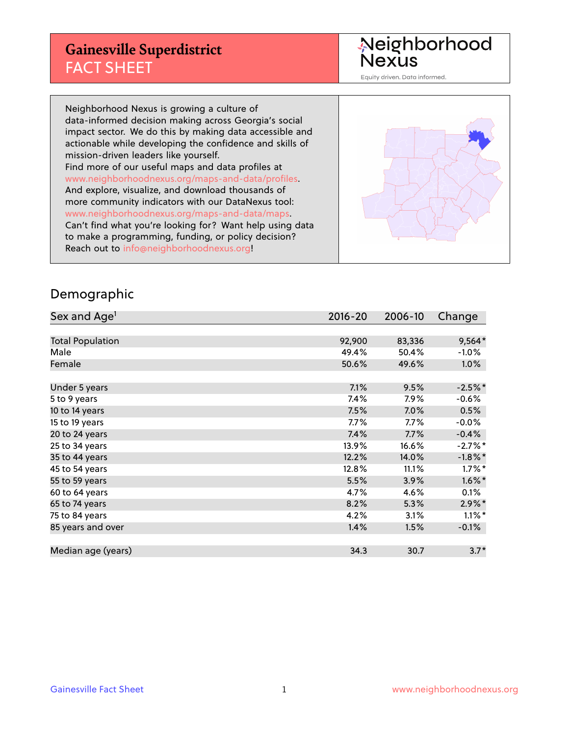# Gainesville Superdistrict
## FACT SHEET

Neighborhood Nexus

Equity driven. Data informed.

Neighborhood Nexus is growing a culture of data-informed decision making across Georgia's social impact sector. We do this by making data accessible and actionable while developing the confidence and skills of mission-driven leaders like yourself.
Find more of our useful maps and data profiles at www.neighborhoodnexus.org/maps-and-data/profiles.
And explore, visualize, and download thousands of more community indicators with our DataNexus tool: www.neighborhoodnexus.org/maps-and-data/maps.
Can't find what you're looking for? Want help using data to make a programming, funding, or policy decision?
Reach out to info@neighborhoodnexus.org!

## Demographic

| Sex and Age[1] | 2016-20 | 2006-10 | Change |
|---|---|---|---|
| Total Population | 92,900 | 83,336 | 9,564* |
| Male | 49.4% | 50.4% | -1.0% |
| Female | 50.6% | 49.6% | 1.0% |
| | | | |
| Under 5 years | 7.1% | 9.5% | -2.5%* |
| 5 to 9 years | 7.4% | 7.9% | -0.6% |
| 10 to 14 years | 7.5% | 7.0% | 0.5% |
| 15 to 19 years | 7.7% | 7.7% | -0.0% |
| 20 to 24 years | 7.4% | 7.7% | -0.4% |
| 25 to 34 years | 13.9% | 16.6% | -2.7%* |
| 35 to 44 years | 12.2% | 14.0% | -1.8%* |
| 45 to 54 years | 12.8% | 11.1% | 1.7%* |
| 55 to 59 years | 5.5% | 3.9% | 1.6%* |
| 60 to 64 years | 4.7% | 4.6% | 0.1% |
| 65 to 74 years | 8.2% | 5.3% | 2.9%* |
| 75 to 84 years | 4.2% | 3.1% | 1.1%* |
| 85 years and over | 1.4% | 1.5% | -0.1% |
| | | | |
| Median age (years) | 34.3 | 30.7 | 3.7* |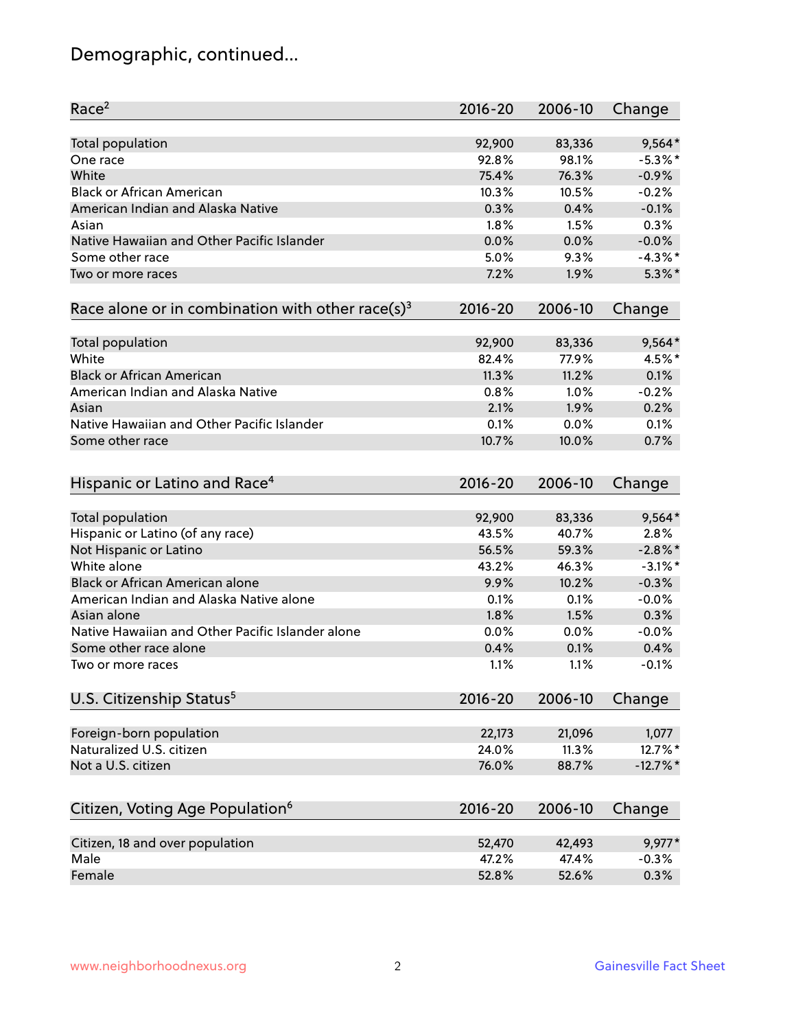## Demographic, continued...

| Race[2] | 2016-20 | 2006-10 | Change |
|---|---|---|---|
| Total population | 92,900 | 83,336 | 9,564* |
| One race | 92.8% | 98.1% | -5.3%* |
| White | 75.4% | 76.3% | -0.9% |
| Black or African American | 10.3% | 10.5% | -0.2% |
| American Indian and Alaska Native | 0.3% | 0.4% | -0.1% |
| Asian | 1.8% | 1.5% | 0.3% |
| Native Hawaiian and Other Pacific Islander | 0.0% | 0.0% | -0.0% |
| Some other race | 5.0% | 9.3% | -4.3%* |
| Two or more races | 7.2% | 1.9% | 5.3%* |

| Race alone or in combination with other race(s)[3] | 2016-20 | 2006-10 | Change |
|---|---|---|---|
| Total population | 92,900 | 83,336 | 9,564* |
| White | 82.4% | 77.9% | 4.5%* |
| Black or African American | 11.3% | 11.2% | 0.1% |
| American Indian and Alaska Native | 0.8% | 1.0% | -0.2% |
| Asian | 2.1% | 1.9% | 0.2% |
| Native Hawaiian and Other Pacific Islander | 0.1% | 0.0% | 0.1% |
| Some other race | 10.7% | 10.0% | 0.7% |

| Hispanic or Latino and Race[4] | 2016-20 | 2006-10 | Change |
|---|---|---|---|
| Total population | 92,900 | 83,336 | 9,564* |
| Hispanic or Latino (of any race) | 43.5% | 40.7% | 2.8% |
| Not Hispanic or Latino | 56.5% | 59.3% | -2.8%* |
| White alone | 43.2% | 46.3% | -3.1%* |
| Black or African American alone | 9.9% | 10.2% | -0.3% |
| American Indian and Alaska Native alone | 0.1% | 0.1% | -0.0% |
| Asian alone | 1.8% | 1.5% | 0.3% |
| Native Hawaiian and Other Pacific Islander alone | 0.0% | 0.0% | -0.0% |
| Some other race alone | 0.4% | 0.1% | 0.4% |
| Two or more races | 1.1% | 1.1% | -0.1% |

| U.S. Citizenship Status[5] | 2016-20 | 2006-10 | Change |
|---|---|---|---|
| Foreign-born population | 22,173 | 21,096 | 1,077 |
| Naturalized U.S. citizen | 24.0% | 11.3% | 12.7%* |
| Not a U.S. citizen | 76.0% | 88.7% | -12.7%* |

| Citizen, Voting Age Population[6] | 2016-20 | 2006-10 | Change |
|---|---|---|---|
| Citizen, 18 and over population | 52,470 | 42,493 | 9,977* |
| Male | 47.2% | 47.4% | -0.3% |
| Female | 52.8% | 52.6% | 0.3% |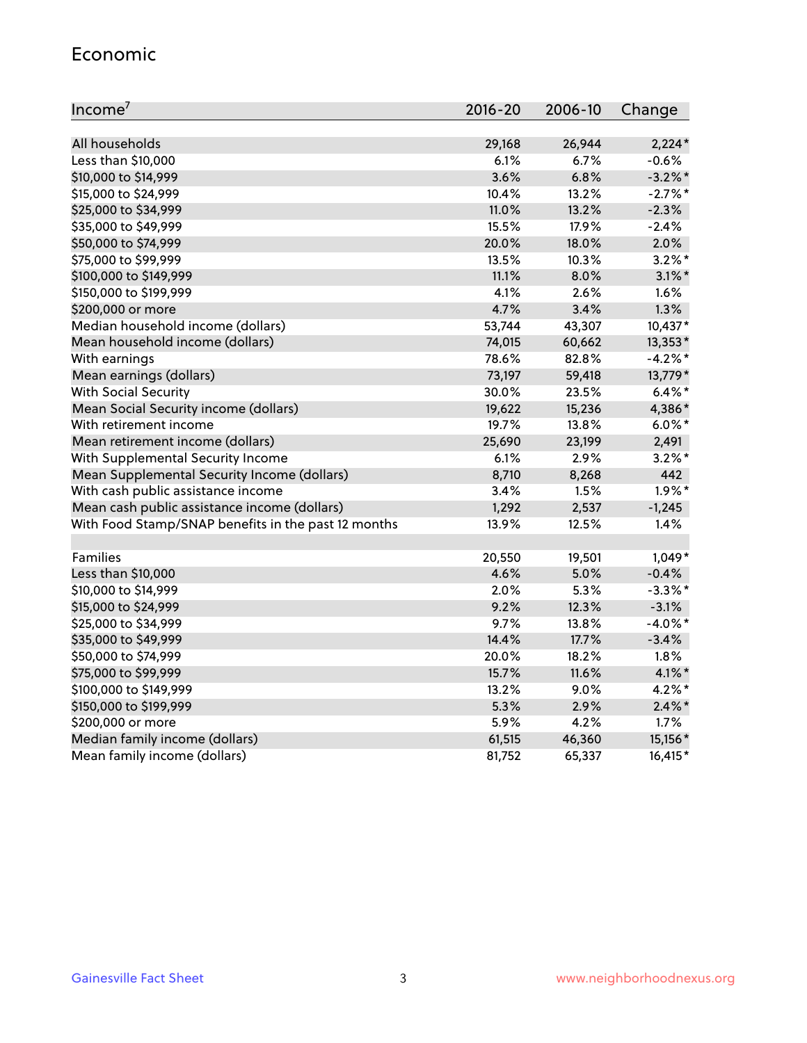## Economic

| Income[7] | 2016-20 | 2006-10 | Change |
|---|---|---|---|
| All households | 29,168 | 26,944 | 2,224* |
| Less than $10,000 | 6.1% | 6.7% | -0.6% |
| $10,000 to $14,999 | 3.6% | 6.8% | -3.2%* |
| $15,000 to $24,999 | 10.4% | 13.2% | -2.7%* |
| $25,000 to $34,999 | 11.0% | 13.2% | -2.3% |
| $35,000 to $49,999 | 15.5% | 17.9% | -2.4% |
| $50,000 to $74,999 | 20.0% | 18.0% | 2.0% |
| $75,000 to $99,999 | 13.5% | 10.3% | 3.2%* |
| $100,000 to $149,999 | 11.1% | 8.0% | 3.1%* |
| $150,000 to $199,999 | 4.1% | 2.6% | 1.6% |
| $200,000 or more | 4.7% | 3.4% | 1.3% |
| Median household income (dollars) | 53,744 | 43,307 | 10,437* |
| Mean household income (dollars) | 74,015 | 60,662 | 13,353* |
| With earnings | 78.6% | 82.8% | -4.2%* |
| Mean earnings (dollars) | 73,197 | 59,418 | 13,779* |
| With Social Security | 30.0% | 23.5% | 6.4%* |
| Mean Social Security income (dollars) | 19,622 | 15,236 | 4,386* |
| With retirement income | 19.7% | 13.8% | 6.0%* |
| Mean retirement income (dollars) | 25,690 | 23,199 | 2,491 |
| With Supplemental Security Income | 6.1% | 2.9% | 3.2%* |
| Mean Supplemental Security Income (dollars) | 8,710 | 8,268 | 442 |
| With cash public assistance income | 3.4% | 1.5% | 1.9%* |
| Mean cash public assistance income (dollars) | 1,292 | 2,537 | -1,245 |
| With Food Stamp/SNAP benefits in the past 12 months | 13.9% | 12.5% | 1.4% |
| | | | |
| Families | 20,550 | 19,501 | 1,049* |
| Less than $10,000 | 4.6% | 5.0% | -0.4% |
| $10,000 to $14,999 | 2.0% | 5.3% | -3.3%* |
| $15,000 to $24,999 | 9.2% | 12.3% | -3.1% |
| $25,000 to $34,999 | 9.7% | 13.8% | -4.0%* |
| $35,000 to $49,999 | 14.4% | 17.7% | -3.4% |
| $50,000 to $74,999 | 20.0% | 18.2% | 1.8% |
| $75,000 to $99,999 | 15.7% | 11.6% | 4.1%* |
| $100,000 to $149,999 | 13.2% | 9.0% | 4.2%* |
| $150,000 to $199,999 | 5.3% | 2.9% | 2.4%* |
| $200,000 or more | 5.9% | 4.2% | 1.7% |
| Median family income (dollars) | 61,515 | 46,360 | 15,156* |
| Mean family income (dollars) | 81,752 | 65,337 | 16,415* |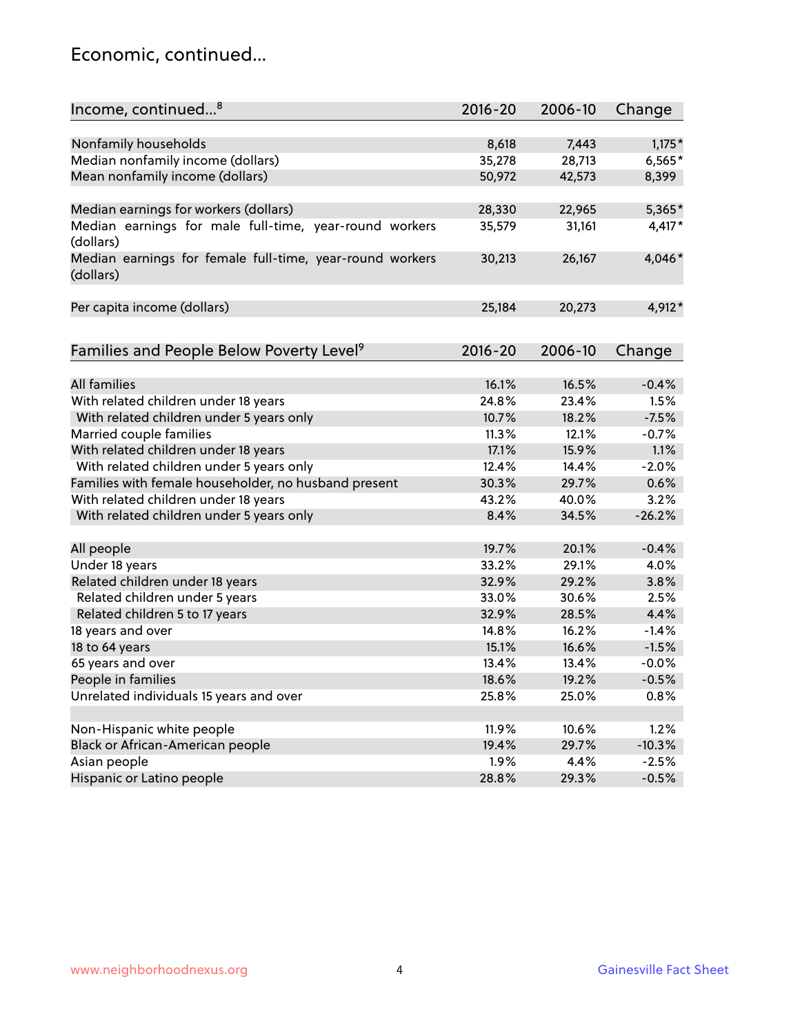## Economic, continued...

| Income, continued...[8] | 2016-20 | 2006-10 | Change |
|---|---|---|---|
| Nonfamily households | 8,618 | 7,443 | 1,175* |
| Median nonfamily income (dollars) | 35,278 | 28,713 | 6,565* |
| Mean nonfamily income (dollars) | 50,972 | 42,573 | 8,399 |
| Median earnings for workers (dollars) | 28,330 | 22,965 | 5,365* |
| Median earnings for male full-time, year-round workers (dollars) | 35,579 | 31,161 | 4,417* |
| Median earnings for female full-time, year-round workers (dollars) | 30,213 | 26,167 | 4,046* |
| Per capita income (dollars) | 25,184 | 20,273 | 4,912* |

| Families and People Below Poverty Level[9] | 2016-20 | 2006-10 | Change |
|---|---|---|---|
| All families | 16.1% | 16.5% | -0.4% |
| With related children under 18 years | 24.8% | 23.4% | 1.5% |
| With related children under 5 years only | 10.7% | 18.2% | -7.5% |
| Married couple families | 11.3% | 12.1% | -0.7% |
| With related children under 18 years | 17.1% | 15.9% | 1.1% |
| With related children under 5 years only | 12.4% | 14.4% | -2.0% |
| Families with female householder, no husband present | 30.3% | 29.7% | 0.6% |
| With related children under 18 years | 43.2% | 40.0% | 3.2% |
| With related children under 5 years only | 8.4% | 34.5% | -26.2% |
| All people | 19.7% | 20.1% | -0.4% |
| Under 18 years | 33.2% | 29.1% | 4.0% |
| Related children under 18 years | 32.9% | 29.2% | 3.8% |
| Related children under 5 years | 33.0% | 30.6% | 2.5% |
| Related children 5 to 17 years | 32.9% | 28.5% | 4.4% |
| 18 years and over | 14.8% | 16.2% | -1.4% |
| 18 to 64 years | 15.1% | 16.6% | -1.5% |
| 65 years and over | 13.4% | 13.4% | -0.0% |
| People in families | 18.6% | 19.2% | -0.5% |
| Unrelated individuals 15 years and over | 25.8% | 25.0% | 0.8% |
| Non-Hispanic white people | 11.9% | 10.6% | 1.2% |
| Black or African-American people | 19.4% | 29.7% | -10.3% |
| Asian people | 1.9% | 4.4% | -2.5% |
| Hispanic or Latino people | 28.8% | 29.3% | -0.5% |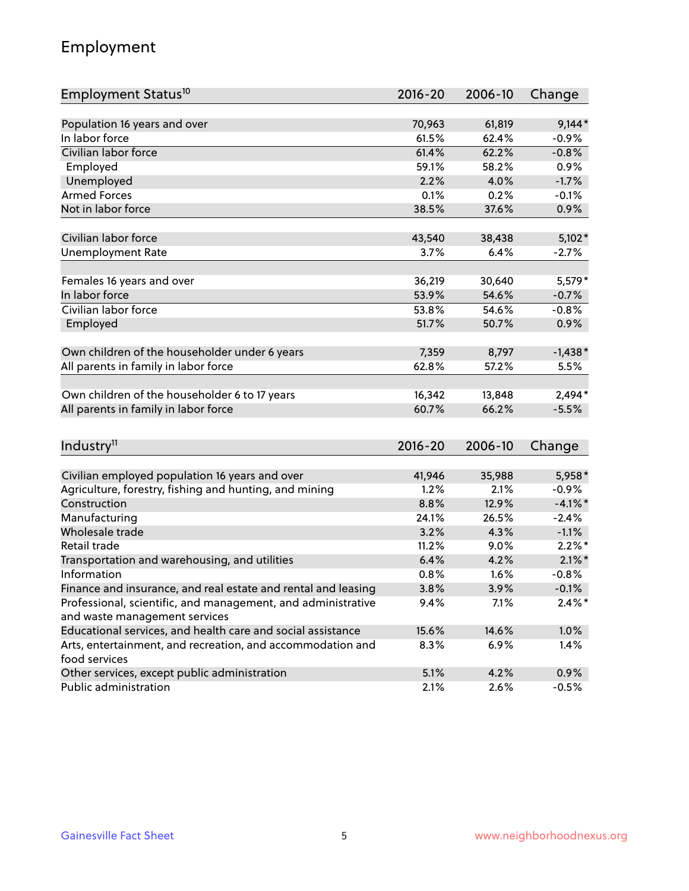## Employment

| Employment Status[10] | 2016-20 | 2006-10 | Change |
|---|---|---|---|
| Population 16 years and over | 70,963 | 61,819 | 9,144* |
| In labor force | 61.5% | 62.4% | -0.9% |
| Civilian labor force | 61.4% | 62.2% | -0.8% |
| Employed | 59.1% | 58.2% | 0.9% |
| Unemployed | 2.2% | 4.0% | -1.7% |
| Armed Forces | 0.1% | 0.2% | -0.1% |
| Not in labor force | 38.5% | 37.6% | 0.9% |
| | | | |
| Civilian labor force | 43,540 | 38,438 | 5,102* |
| Unemployment Rate | 3.7% | 6.4% | -2.7% |
| | | | |
| Females 16 years and over | 36,219 | 30,640 | 5,579* |
| In labor force | 53.9% | 54.6% | -0.7% |
| Civilian labor force | 53.8% | 54.6% | -0.8% |
| Employed | 51.7% | 50.7% | 0.9% |
| | | | |
| Own children of the householder under 6 years | 7,359 | 8,797 | -1,438* |
| All parents in family in labor force | 62.8% | 57.2% | 5.5% |
| | | | |
| Own children of the householder 6 to 17 years | 16,342 | 13,848 | 2,494* |
| All parents in family in labor force | 60.7% | 66.2% | -5.5% |

| Industry[11] | 2016-20 | 2006-10 | Change |
|---|---|---|---|
| Civilian employed population 16 years and over | 41,946 | 35,988 | 5,958* |
| Agriculture, forestry, fishing and hunting, and mining | 1.2% | 2.1% | -0.9% |
| Construction | 8.8% | 12.9% | -4.1%* |
| Manufacturing | 24.1% | 26.5% | -2.4% |
| Wholesale trade | 3.2% | 4.3% | -1.1% |
| Retail trade | 11.2% | 9.0% | 2.2%* |
| Transportation and warehousing, and utilities | 6.4% | 4.2% | 2.1%* |
| Information | 0.8% | 1.6% | -0.8% |
| Finance and insurance, and real estate and rental and leasing | 3.8% | 3.9% | -0.1% |
| Professional, scientific, and management, and administrative and waste management services | 9.4% | 7.1% | 2.4%* |
| Educational services, and health care and social assistance | 15.6% | 14.6% | 1.0% |
| Arts, entertainment, and recreation, and accommodation and food services | 8.3% | 6.9% | 1.4% |
| Other services, except public administration | 5.1% | 4.2% | 0.9% |
| Public administration | 2.1% | 2.6% | -0.5% |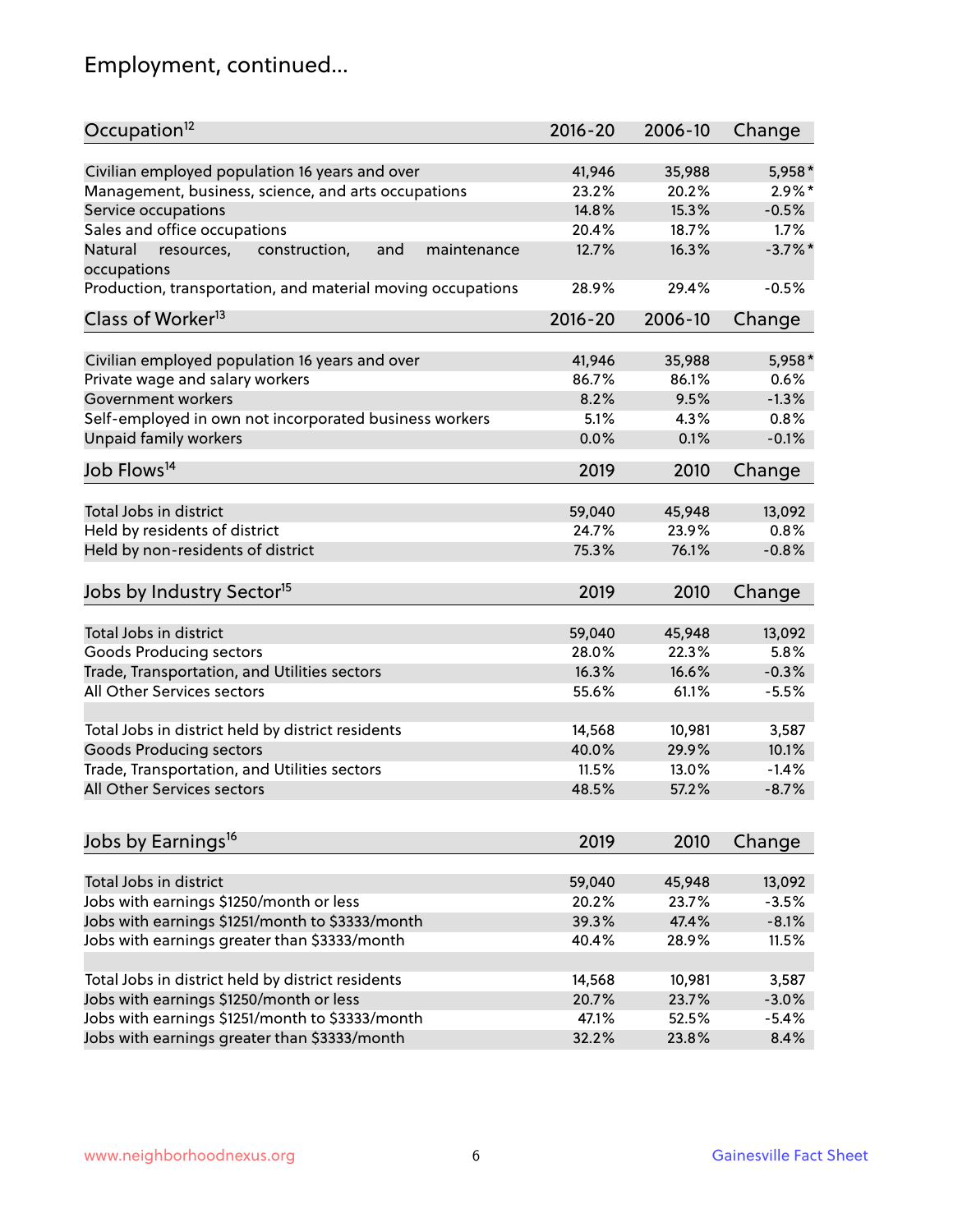## Employment, continued...

| Occupation[12] | 2016-20 | 2006-10 | Change |
|---|---|---|---|
| Civilian employed population 16 years and over | 41,946 | 35,988 | 5,958* |
| Management, business, science, and arts occupations | 23.2% | 20.2% | 2.9%* |
| Service occupations | 14.8% | 15.3% | -0.5% |
| Sales and office occupations | 20.4% | 18.7% | 1.7% |
| Natural resources, construction, and maintenance occupations | 12.7% | 16.3% | -3.7%* |
| Production, transportation, and material moving occupations | 28.9% | 29.4% | -0.5% |

| Class of Worker[13] | 2016-20 | 2006-10 | Change |
|---|---|---|---|
| Civilian employed population 16 years and over | 41,946 | 35,988 | 5,958* |
| Private wage and salary workers | 86.7% | 86.1% | 0.6% |
| Government workers | 8.2% | 9.5% | -1.3% |
| Self-employed in own not incorporated business workers | 5.1% | 4.3% | 0.8% |
| Unpaid family workers | 0.0% | 0.1% | -0.1% |

| Job Flows[14] | 2019 | 2010 | Change |
|---|---|---|---|
| Total Jobs in district | 59,040 | 45,948 | 13,092 |
| Held by residents of district | 24.7% | 23.9% | 0.8% |
| Held by non-residents of district | 75.3% | 76.1% | -0.8% |

| Jobs by Industry Sector[15] | 2019 | 2010 | Change |
|---|---|---|---|
| Total Jobs in district | 59,040 | 45,948 | 13,092 |
| Goods Producing sectors | 28.0% | 22.3% | 5.8% |
| Trade, Transportation, and Utilities sectors | 16.3% | 16.6% | -0.3% |
| All Other Services sectors | 55.6% | 61.1% | -5.5% |
| | | | |
| Total Jobs in district held by district residents | 14,568 | 10,981 | 3,587 |
| Goods Producing sectors | 40.0% | 29.9% | 10.1% |
| Trade, Transportation, and Utilities sectors | 11.5% | 13.0% | -1.4% |
| All Other Services sectors | 48.5% | 57.2% | -8.7% |

| Jobs by Earnings[16] | 2019 | 2010 | Change |
|---|---|---|---|
| Total Jobs in district | 59,040 | 45,948 | 13,092 |
| Jobs with earnings $1250/month or less | 20.2% | 23.7% | -3.5% |
| Jobs with earnings $1251/month to $3333/month | 39.3% | 47.4% | -8.1% |
| Jobs with earnings greater than $3333/month | 40.4% | 28.9% | 11.5% |
| | | | |
| Total Jobs in district held by district residents | 14,568 | 10,981 | 3,587 |
| Jobs with earnings $1250/month or less | 20.7% | 23.7% | -3.0% |
| Jobs with earnings $1251/month to $3333/month | 47.1% | 52.5% | -5.4% |
| Jobs with earnings greater than $3333/month | 32.2% | 23.8% | 8.4% |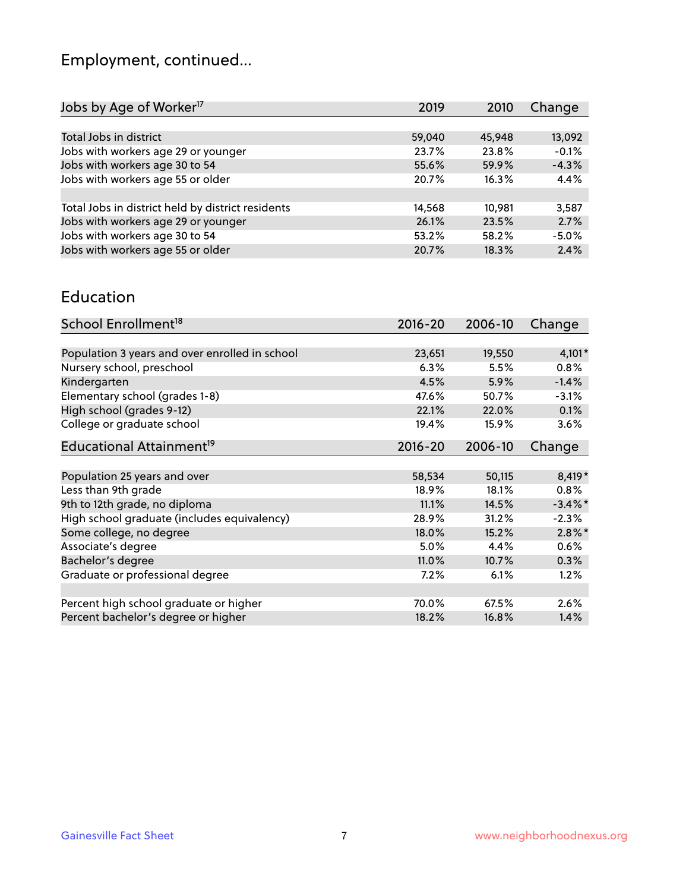## Employment, continued...

| Jobs by Age of Worker[17] | 2019 | 2010 | Change |
|---|---|---|---|
| Total Jobs in district | 59,040 | 45,948 | 13,092 |
| Jobs with workers age 29 or younger | 23.7% | 23.8% | -0.1% |
| Jobs with workers age 30 to 54 | 55.6% | 59.9% | -4.3% |
| Jobs with workers age 55 or older | 20.7% | 16.3% | 4.4% |
| | | | |
| Total Jobs in district held by district residents | 14,568 | 10,981 | 3,587 |
| Jobs with workers age 29 or younger | 26.1% | 23.5% | 2.7% |
| Jobs with workers age 30 to 54 | 53.2% | 58.2% | -5.0% |
| Jobs with workers age 55 or older | 20.7% | 18.3% | 2.4% |

## Education

| School Enrollment[18] | 2016-20 | 2006-10 | Change |
|---|---|---|---|
| Population 3 years and over enrolled in school | 23,651 | 19,550 | 4,101* |
| Nursery school, preschool | 6.3% | 5.5% | 0.8% |
| Kindergarten | 4.5% | 5.9% | -1.4% |
| Elementary school (grades 1-8) | 47.6% | 50.7% | -3.1% |
| High school (grades 9-12) | 22.1% | 22.0% | 0.1% |
| College or graduate school | 19.4% | 15.9% | 3.6% |

| Educational Attainment[19] | 2016-20 | 2006-10 | Change |
|---|---|---|---|
| Population 25 years and over | 58,534 | 50,115 | 8,419* |
| Less than 9th grade | 18.9% | 18.1% | 0.8% |
| 9th to 12th grade, no diploma | 11.1% | 14.5% | -3.4%* |
| High school graduate (includes equivalency) | 28.9% | 31.2% | -2.3% |
| Some college, no degree | 18.0% | 15.2% | 2.8%* |
| Associate's degree | 5.0% | 4.4% | 0.6% |
| Bachelor's degree | 11.0% | 10.7% | 0.3% |
| Graduate or professional degree | 7.2% | 6.1% | 1.2% |
| | | | |
| Percent high school graduate or higher | 70.0% | 67.5% | 2.6% |
| Percent bachelor's degree or higher | 18.2% | 16.8% | 1.4% |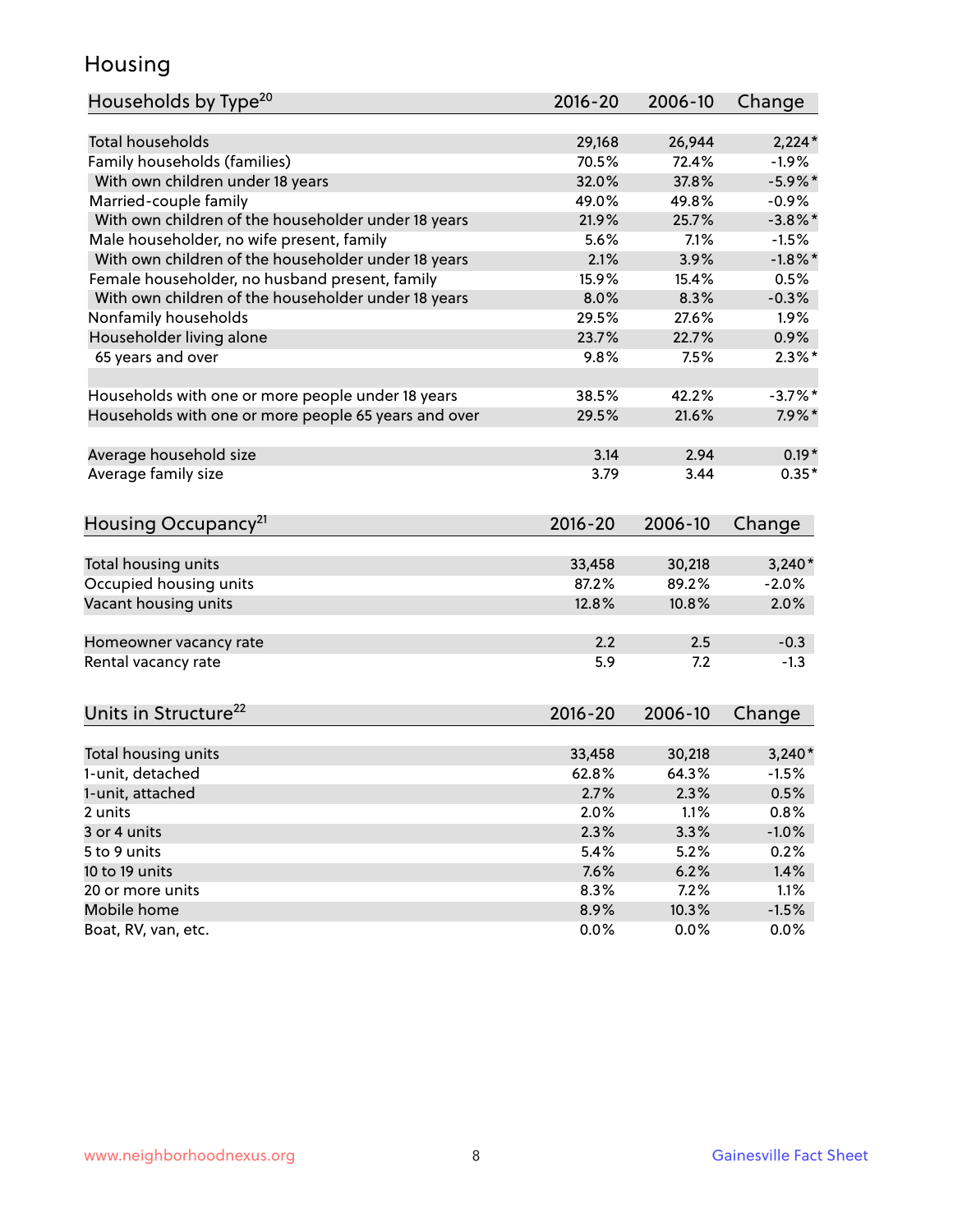## Housing

| Households by Type[20] | 2016-20 | 2006-10 | Change |
|---|---|---|---|
| Total households | 29,168 | 26,944 | 2,224* |
| Family households (families) | 70.5% | 72.4% | -1.9% |
| With own children under 18 years | 32.0% | 37.8% | -5.9%* |
| Married-couple family | 49.0% | 49.8% | -0.9% |
| With own children of the householder under 18 years | 21.9% | 25.7% | -3.8%* |
| Male householder, no wife present, family | 5.6% | 7.1% | -1.5% |
| With own children of the householder under 18 years | 2.1% | 3.9% | -1.8%* |
| Female householder, no husband present, family | 15.9% | 15.4% | 0.5% |
| With own children of the householder under 18 years | 8.0% | 8.3% | -0.3% |
| Nonfamily households | 29.5% | 27.6% | 1.9% |
| Householder living alone | 23.7% | 22.7% | 0.9% |
| 65 years and over | 9.8% | 7.5% | 2.3%* |
| | | | |
| Households with one or more people under 18 years | 38.5% | 42.2% | -3.7%* |
| Households with one or more people 65 years and over | 29.5% | 21.6% | 7.9%* |
| | | | |
| Average household size | 3.14 | 2.94 | 0.19* |
| Average family size | 3.79 | 3.44 | 0.35* |

| Housing Occupancy[21] | 2016-20 | 2006-10 | Change |
|---|---|---|---|
| Total housing units | 33,458 | 30,218 | 3,240* |
| Occupied housing units | 87.2% | 89.2% | -2.0% |
| Vacant housing units | 12.8% | 10.8% | 2.0% |
| | | | |
| Homeowner vacancy rate | 2.2 | 2.5 | -0.3 |
| Rental vacancy rate | 5.9 | 7.2 | -1.3 |

| Units in Structure[22] | 2016-20 | 2006-10 | Change |
|---|---|---|---|
| Total housing units | 33,458 | 30,218 | 3,240* |
| 1-unit, detached | 62.8% | 64.3% | -1.5% |
| 1-unit, attached | 2.7% | 2.3% | 0.5% |
| 2 units | 2.0% | 1.1% | 0.8% |
| 3 or 4 units | 2.3% | 3.3% | -1.0% |
| 5 to 9 units | 5.4% | 5.2% | 0.2% |
| 10 to 19 units | 7.6% | 6.2% | 1.4% |
| 20 or more units | 8.3% | 7.2% | 1.1% |
| Mobile home | 8.9% | 10.3% | -1.5% |
| Boat, RV, van, etc. | 0.0% | 0.0% | 0.0% |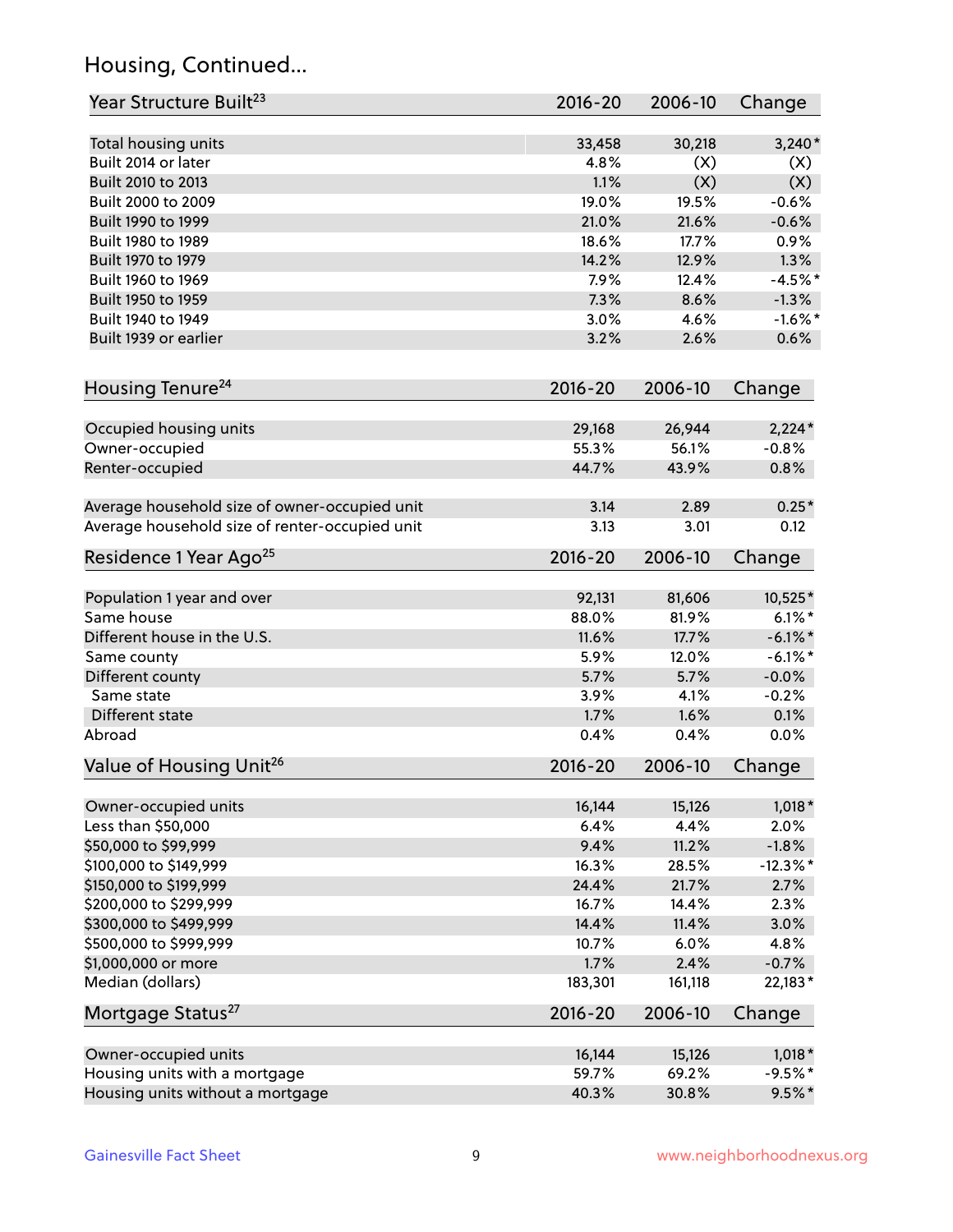## Housing, Continued...

| Year Structure Built[23] | 2016-20 | 2006-10 | Change |
|---|---|---|---|
| Total housing units | 33,458 | 30,218 | 3,240* |
| Built 2014 or later | 4.8% | (X) | (X) |
| Built 2010 to 2013 | 1.1% | (X) | (X) |
| Built 2000 to 2009 | 19.0% | 19.5% | -0.6% |
| Built 1990 to 1999 | 21.0% | 21.6% | -0.6% |
| Built 1980 to 1989 | 18.6% | 17.7% | 0.9% |
| Built 1970 to 1979 | 14.2% | 12.9% | 1.3% |
| Built 1960 to 1969 | 7.9% | 12.4% | -4.5%* |
| Built 1950 to 1959 | 7.3% | 8.6% | -1.3% |
| Built 1940 to 1949 | 3.0% | 4.6% | -1.6%* |
| Built 1939 or earlier | 3.2% | 2.6% | 0.6% |

| Housing Tenure[24] | 2016-20 | 2006-10 | Change |
|---|---|---|---|
| Occupied housing units | 29,168 | 26,944 | 2,224* |
| Owner-occupied | 55.3% | 56.1% | -0.8% |
| Renter-occupied | 44.7% | 43.9% | 0.8% |
| Average household size of owner-occupied unit | 3.14 | 2.89 | 0.25* |
| Average household size of renter-occupied unit | 3.13 | 3.01 | 0.12 |

| Residence 1 Year Ago[25] | 2016-20 | 2006-10 | Change |
|---|---|---|---|
| Population 1 year and over | 92,131 | 81,606 | 10,525* |
| Same house | 88.0% | 81.9% | 6.1%* |
| Different house in the U.S. | 11.6% | 17.7% | -6.1%* |
| Same county | 5.9% | 12.0% | -6.1%* |
| Different county | 5.7% | 5.7% | -0.0% |
| Same state | 3.9% | 4.1% | -0.2% |
| Different state | 1.7% | 1.6% | 0.1% |
| Abroad | 0.4% | 0.4% | 0.0% |

| Value of Housing Unit[26] | 2016-20 | 2006-10 | Change |
|---|---|---|---|
| Owner-occupied units | 16,144 | 15,126 | 1,018* |
| Less than $50,000 | 6.4% | 4.4% | 2.0% |
| $50,000 to $99,999 | 9.4% | 11.2% | -1.8% |
| $100,000 to $149,999 | 16.3% | 28.5% | -12.3%* |
| $150,000 to $199,999 | 24.4% | 21.7% | 2.7% |
| $200,000 to $299,999 | 16.7% | 14.4% | 2.3% |
| $300,000 to $499,999 | 14.4% | 11.4% | 3.0% |
| $500,000 to $999,999 | 10.7% | 6.0% | 4.8% |
| $1,000,000 or more | 1.7% | 2.4% | -0.7% |
| Median (dollars) | 183,301 | 161,118 | 22,183* |

| Mortgage Status[27] | 2016-20 | 2006-10 | Change |
|---|---|---|---|
| Owner-occupied units | 16,144 | 15,126 | 1,018* |
| Housing units with a mortgage | 59.7% | 69.2% | -9.5%* |
| Housing units without a mortgage | 40.3% | 30.8% | 9.5%* |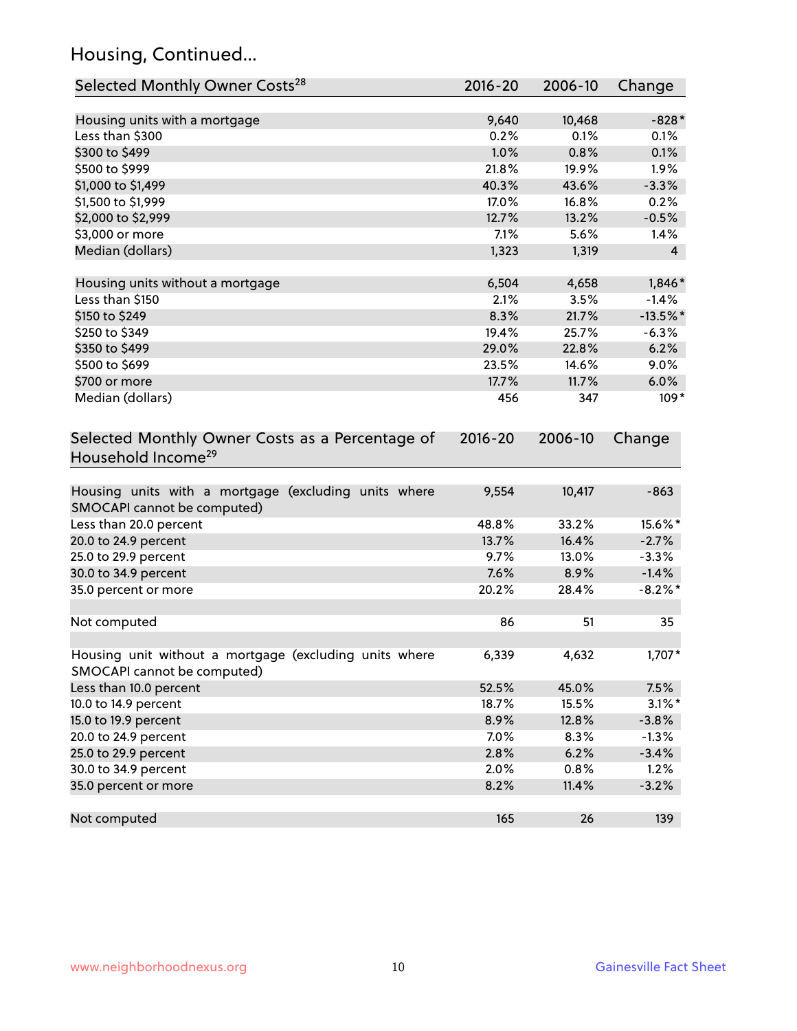## Housing, Continued...

| Selected Monthly Owner Costs[28] | 2016-20 | 2006-10 | Change |
|---|---|---|---|
| Housing units with a mortgage | 9,640 | 10,468 | -828* |
| Less than $300 | 0.2% | 0.1% | 0.1% |
| $300 to $499 | 1.0% | 0.8% | 0.1% |
| $500 to $999 | 21.8% | 19.9% | 1.9% |
| $1,000 to $1,499 | 40.3% | 43.6% | -3.3% |
| $1,500 to $1,999 | 17.0% | 16.8% | 0.2% |
| $2,000 to $2,999 | 12.7% | 13.2% | -0.5% |
| $3,000 or more | 7.1% | 5.6% | 1.4% |
| Median (dollars) | 1,323 | 1,319 | 4 |
| Housing units without a mortgage | 6,504 | 4,658 | 1,846* |
| Less than $150 | 2.1% | 3.5% | -1.4% |
| $150 to $249 | 8.3% | 21.7% | -13.5%* |
| $250 to $349 | 19.4% | 25.7% | -6.3% |
| $350 to $499 | 29.0% | 22.8% | 6.2% |
| $500 to $699 | 23.5% | 14.6% | 9.0% |
| $700 or more | 17.7% | 11.7% | 6.0% |
| Median (dollars) | 456 | 347 | 109* |

| Selected Monthly Owner Costs as a Percentage of Household Income[29] | 2016-20 | 2006-10 | Change |
|---|---|---|---|
| Housing units with a mortgage (excluding units where SMOCAPI cannot be computed) | 9,554 | 10,417 | -863 |
| Less than 20.0 percent | 48.8% | 33.2% | 15.6%* |
| 20.0 to 24.9 percent | 13.7% | 16.4% | -2.7% |
| 25.0 to 29.9 percent | 9.7% | 13.0% | -3.3% |
| 30.0 to 34.9 percent | 7.6% | 8.9% | -1.4% |
| 35.0 percent or more | 20.2% | 28.4% | -8.2%* |
| Not computed | 86 | 51 | 35 |
| Housing unit without a mortgage (excluding units where SMOCAPI cannot be computed) | 6,339 | 4,632 | 1,707* |
| Less than 10.0 percent | 52.5% | 45.0% | 7.5% |
| 10.0 to 14.9 percent | 18.7% | 15.5% | 3.1%* |
| 15.0 to 19.9 percent | 8.9% | 12.8% | -3.8% |
| 20.0 to 24.9 percent | 7.0% | 8.3% | -1.3% |
| 25.0 to 29.9 percent | 2.8% | 6.2% | -3.4% |
| 30.0 to 34.9 percent | 2.0% | 0.8% | 1.2% |
| 35.0 percent or more | 8.2% | 11.4% | -3.2% |
| Not computed | 165 | 26 | 139 |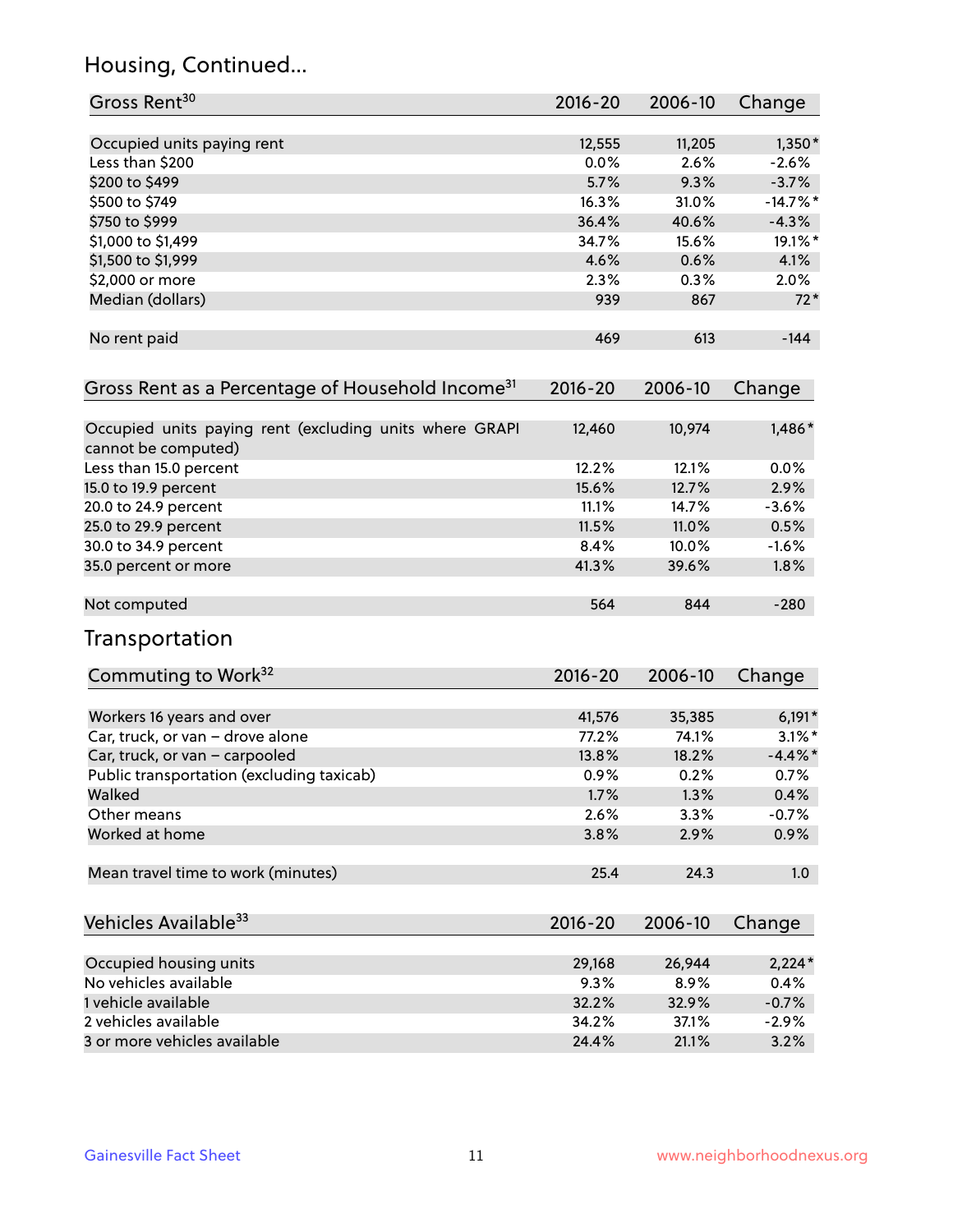## Housing, Continued...

| Gross Rent[30] | 2016-20 | 2006-10 | Change |
|---|---|---|---|
| Occupied units paying rent | 12,555 | 11,205 | 1,350* |
| Less than $200 | 0.0% | 2.6% | -2.6% |
| $200 to $499 | 5.7% | 9.3% | -3.7% |
| $500 to $749 | 16.3% | 31.0% | -14.7%* |
| $750 to $999 | 36.4% | 40.6% | -4.3% |
| $1,000 to $1,499 | 34.7% | 15.6% | 19.1%* |
| $1,500 to $1,999 | 4.6% | 0.6% | 4.1% |
| $2,000 or more | 2.3% | 0.3% | 2.0% |
| Median (dollars) | 939 | 867 | 72* |
| No rent paid | 469 | 613 | -144 |

| Gross Rent as a Percentage of Household Income[31] | 2016-20 | 2006-10 | Change |
|---|---|---|---|
| Occupied units paying rent (excluding units where GRAPI cannot be computed) | 12,460 | 10,974 | 1,486* |
| Less than 15.0 percent | 12.2% | 12.1% | 0.0% |
| 15.0 to 19.9 percent | 15.6% | 12.7% | 2.9% |
| 20.0 to 24.9 percent | 11.1% | 14.7% | -3.6% |
| 25.0 to 29.9 percent | 11.5% | 11.0% | 0.5% |
| 30.0 to 34.9 percent | 8.4% | 10.0% | -1.6% |
| 35.0 percent or more | 41.3% | 39.6% | 1.8% |
| Not computed | 564 | 844 | -280 |

## Transportation

| Commuting to Work[32] | 2016-20 | 2006-10 | Change |
|---|---|---|---|
| Workers 16 years and over | 41,576 | 35,385 | 6,191* |
| Car, truck, or van – drove alone | 77.2% | 74.1% | 3.1%* |
| Car, truck, or van – carpooled | 13.8% | 18.2% | -4.4%* |
| Public transportation (excluding taxicab) | 0.9% | 0.2% | 0.7% |
| Walked | 1.7% | 1.3% | 0.4% |
| Other means | 2.6% | 3.3% | -0.7% |
| Worked at home | 3.8% | 2.9% | 0.9% |
| Mean travel time to work (minutes) | 25.4 | 24.3 | 1.0 |

| Vehicles Available[33] | 2016-20 | 2006-10 | Change |
|---|---|---|---|
| Occupied housing units | 29,168 | 26,944 | 2,224* |
| No vehicles available | 9.3% | 8.9% | 0.4% |
| 1 vehicle available | 32.2% | 32.9% | -0.7% |
| 2 vehicles available | 34.2% | 37.1% | -2.9% |
| 3 or more vehicles available | 24.4% | 21.1% | 3.2% |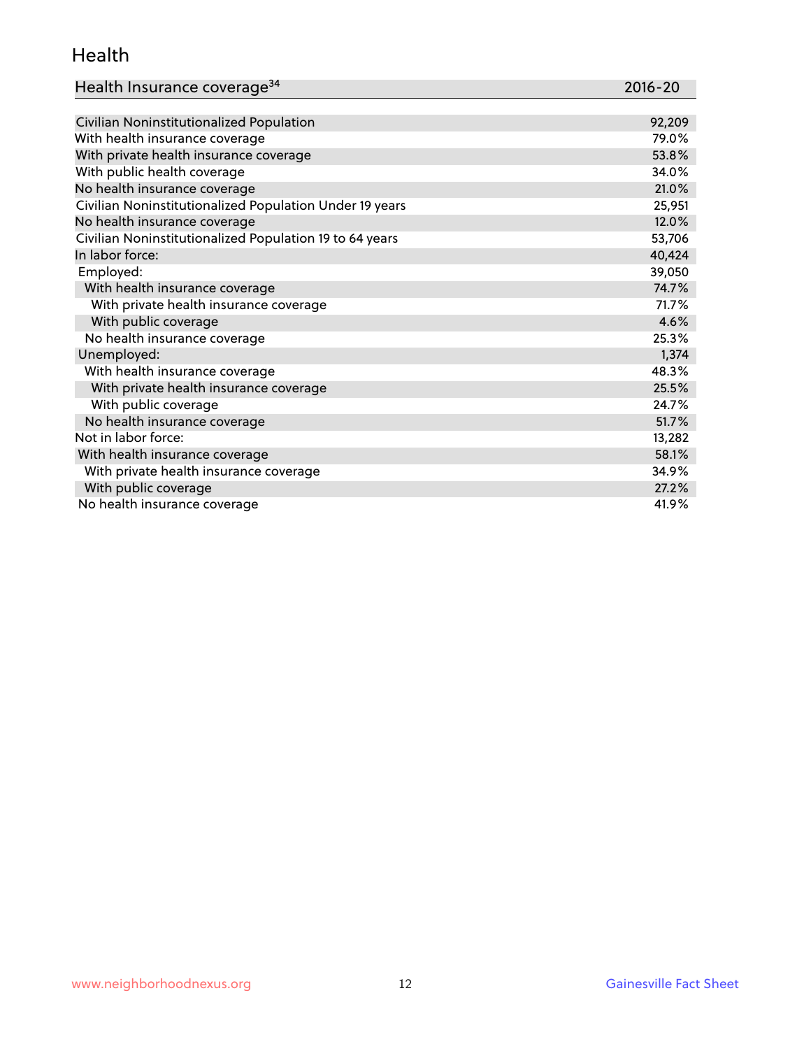## Health

| Health Insurance coverage[34] | 2016-20 |
| --- | --- |
| Civilian Noninstitutionalized Population | 92,209 |
| With health insurance coverage | 79.0% |
| With private health insurance coverage | 53.8% |
| With public health coverage | 34.0% |
| No health insurance coverage | 21.0% |
| Civilian Noninstitutionalized Population Under 19 years | 25,951 |
| No health insurance coverage | 12.0% |
| Civilian Noninstitutionalized Population 19 to 64 years | 53,706 |
| In labor force: | 40,424 |
| Employed: | 39,050 |
| With health insurance coverage | 74.7% |
| With private health insurance coverage | 71.7% |
| With public coverage | 4.6% |
| No health insurance coverage | 25.3% |
| Unemployed: | 1,374 |
| With health insurance coverage | 48.3% |
| With private health insurance coverage | 25.5% |
| With public coverage | 24.7% |
| No health insurance coverage | 51.7% |
| Not in labor force: | 13,282 |
| With health insurance coverage | 58.1% |
| With private health insurance coverage | 34.9% |
| With public coverage | 27.2% |
| No health insurance coverage | 41.9% |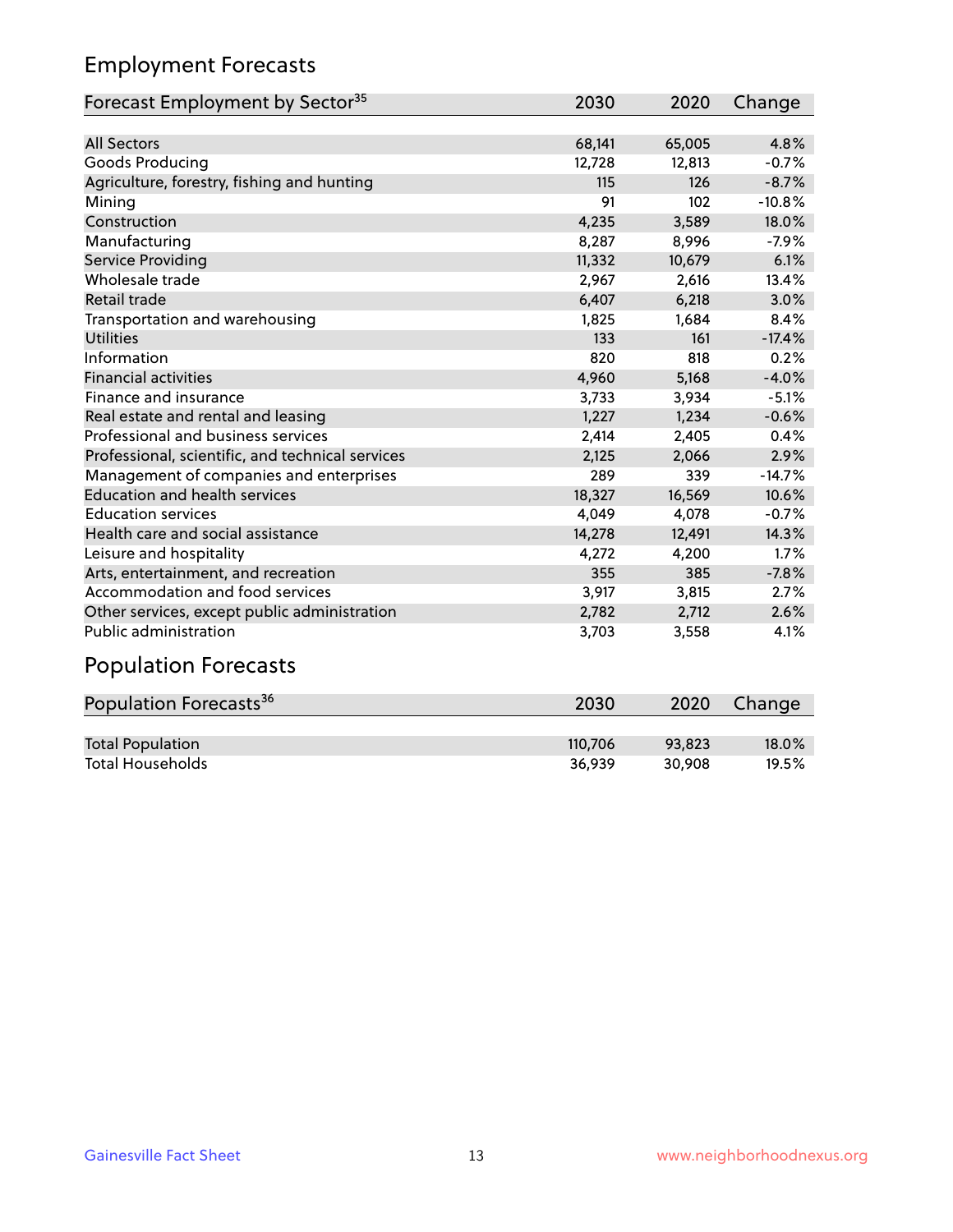## Employment Forecasts

| Forecast Employment by Sector[35] | 2030 | 2020 | Change |
|---|---|---|---|
| All Sectors | 68,141 | 65,005 | 4.8% |
| Goods Producing | 12,728 | 12,813 | -0.7% |
| Agriculture, forestry, fishing and hunting | 115 | 126 | -8.7% |
| Mining | 91 | 102 | -10.8% |
| Construction | 4,235 | 3,589 | 18.0% |
| Manufacturing | 8,287 | 8,996 | -7.9% |
| Service Providing | 11,332 | 10,679 | 6.1% |
| Wholesale trade | 2,967 | 2,616 | 13.4% |
| Retail trade | 6,407 | 6,218 | 3.0% |
| Transportation and warehousing | 1,825 | 1,684 | 8.4% |
| Utilities | 133 | 161 | -17.4% |
| Information | 820 | 818 | 0.2% |
| Financial activities | 4,960 | 5,168 | -4.0% |
| Finance and insurance | 3,733 | 3,934 | -5.1% |
| Real estate and rental and leasing | 1,227 | 1,234 | -0.6% |
| Professional and business services | 2,414 | 2,405 | 0.4% |
| Professional, scientific, and technical services | 2,125 | 2,066 | 2.9% |
| Management of companies and enterprises | 289 | 339 | -14.7% |
| Education and health services | 18,327 | 16,569 | 10.6% |
| Education services | 4,049 | 4,078 | -0.7% |
| Health care and social assistance | 14,278 | 12,491 | 14.3% |
| Leisure and hospitality | 4,272 | 4,200 | 1.7% |
| Arts, entertainment, and recreation | 355 | 385 | -7.8% |
| Accommodation and food services | 3,917 | 3,815 | 2.7% |
| Other services, except public administration | 2,782 | 2,712 | 2.6% |
| Public administration | 3,703 | 3,558 | 4.1% |

## Population Forecasts

| Population Forecasts[36] | 2030 | 2020 | Change |
|---|---|---|---|
| Total Population | 110,706 | 93,823 | 18.0% |
| Total Households | 36,939 | 30,908 | 19.5% |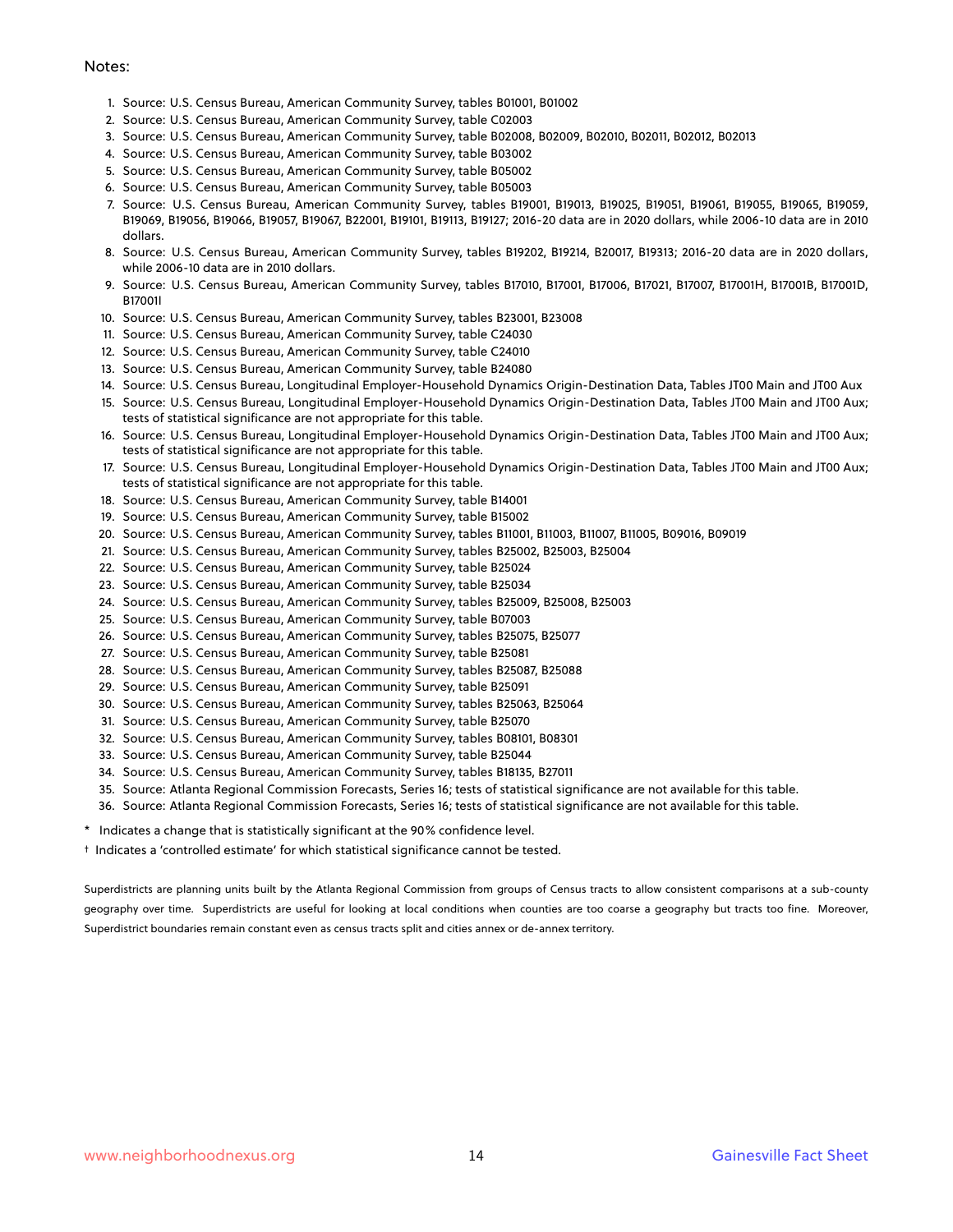Notes:

1. Source: U.S. Census Bureau, American Community Survey, tables B01001, B01002
2. Source: U.S. Census Bureau, American Community Survey, table C02003
3. Source: U.S. Census Bureau, American Community Survey, table B02008, B02009, B02010, B02011, B02012, B02013
4. Source: U.S. Census Bureau, American Community Survey, table B03002
5. Source: U.S. Census Bureau, American Community Survey, table B05002
6. Source: U.S. Census Bureau, American Community Survey, table B05003
7. Source: U.S. Census Bureau, American Community Survey, tables B19001, B19013, B19025, B19051, B19061, B19055, B19065, B19059, B19069, B19056, B19066, B19057, B19067, B22001, B19101, B19113, B19127; 2016-20 data are in 2020 dollars, while 2006-10 data are in 2010 dollars.
8. Source: U.S. Census Bureau, American Community Survey, tables B19202, B19214, B20017, B19313; 2016-20 data are in 2020 dollars, while 2006-10 data are in 2010 dollars.
9. Source: U.S. Census Bureau, American Community Survey, tables B17010, B17001, B17006, B17021, B17007, B17001H, B17001B, B17001D, B17001I
10. Source: U.S. Census Bureau, American Community Survey, tables B23001, B23008
11. Source: U.S. Census Bureau, American Community Survey, table C24030
12. Source: U.S. Census Bureau, American Community Survey, table C24010
13. Source: U.S. Census Bureau, American Community Survey, table B24080
14. Source: U.S. Census Bureau, Longitudinal Employer-Household Dynamics Origin-Destination Data, Tables JT00 Main and JT00 Aux
15. Source: U.S. Census Bureau, Longitudinal Employer-Household Dynamics Origin-Destination Data, Tables JT00 Main and JT00 Aux; tests of statistical significance are not appropriate for this table.
16. Source: U.S. Census Bureau, Longitudinal Employer-Household Dynamics Origin-Destination Data, Tables JT00 Main and JT00 Aux; tests of statistical significance are not appropriate for this table.
17. Source: U.S. Census Bureau, Longitudinal Employer-Household Dynamics Origin-Destination Data, Tables JT00 Main and JT00 Aux; tests of statistical significance are not appropriate for this table.
18. Source: U.S. Census Bureau, American Community Survey, table B14001
19. Source: U.S. Census Bureau, American Community Survey, table B15002
20. Source: U.S. Census Bureau, American Community Survey, tables B11001, B11003, B11007, B11005, B09016, B09019
21. Source: U.S. Census Bureau, American Community Survey, tables B25002, B25003, B25004
22. Source: U.S. Census Bureau, American Community Survey, table B25024
23. Source: U.S. Census Bureau, American Community Survey, table B25034
24. Source: U.S. Census Bureau, American Community Survey, tables B25009, B25008, B25003
25. Source: U.S. Census Bureau, American Community Survey, table B07003
26. Source: U.S. Census Bureau, American Community Survey, tables B25075, B25077
27. Source: U.S. Census Bureau, American Community Survey, table B25081
28. Source: U.S. Census Bureau, American Community Survey, tables B25087, B25088
29. Source: U.S. Census Bureau, American Community Survey, table B25091
30. Source: U.S. Census Bureau, American Community Survey, tables B25063, B25064
31. Source: U.S. Census Bureau, American Community Survey, table B25070
32. Source: U.S. Census Bureau, American Community Survey, tables B08101, B08301
33. Source: U.S. Census Bureau, American Community Survey, table B25044
34. Source: U.S. Census Bureau, American Community Survey, tables B18135, B27011
35. Source: Atlanta Regional Commission Forecasts, Series 16; tests of statistical significance are not available for this table.
36. Source: Atlanta Regional Commission Forecasts, Series 16; tests of statistical significance are not available for this table.

\* Indicates a change that is statistically significant at the 90% confidence level.

† Indicates a 'controlled estimate' for which statistical significance cannot be tested.

Superdistricts are planning units built by the Atlanta Regional Commission from groups of Census tracts to allow consistent comparisons at a sub-county geography over time. Superdistricts are useful for looking at local conditions when counties are too coarse a geography but tracts too fine. Moreover, Superdistrict boundaries remain constant even as census tracts split and cities annex or de-annex territory.